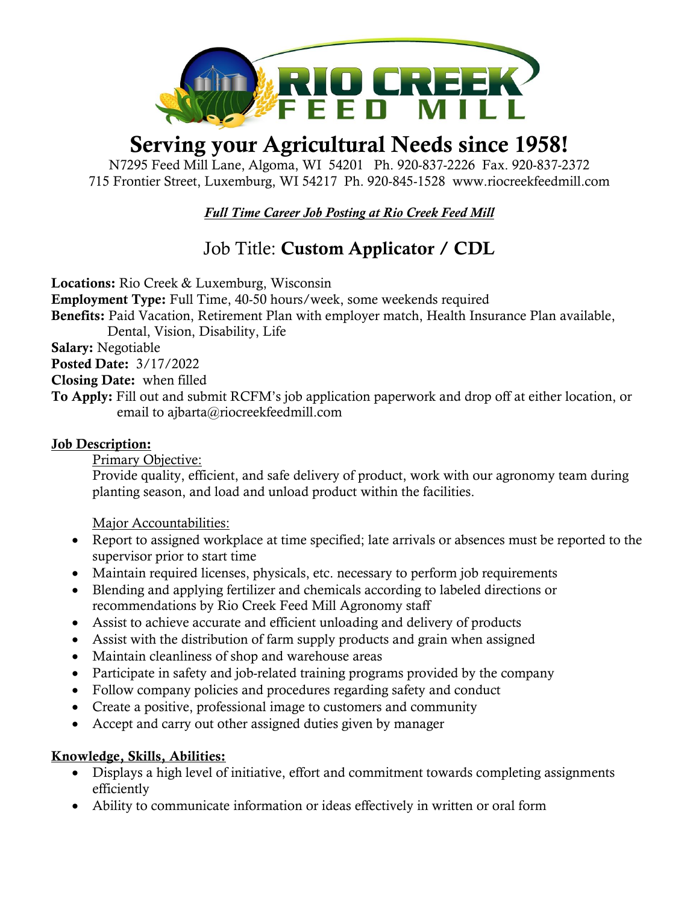# Serving your Agricultural Needs since 1958!

N7295 Feed Mill Lane, Algoma, WI 54201 Ph. 920-837-2226 Fax. 920-837-2372
715 Frontier Street, Luxemburg, WI 54217 Ph. 920-845-1528 www.riocreekfeedmill.com

***Full Time Career Job Posting at Rio Creek Feed Mill***

## Job Title: **Custom Applicator / CDL**

**Locations:** Rio Creek & Luxemburg, Wisconsin
**Employment Type:** Full Time, 40-50 hours/week, some weekends required
**Benefits:** Paid Vacation, Retirement Plan with employer match, Health Insurance Plan available, Dental, Vision, Disability, Life
**Salary:** Negotiable
**Posted Date:** 3/17/2022
**Closing Date:** when filled
**To Apply:** Fill out and submit RCFM's job application paperwork and drop off at either location, or email to ajbarta@riocreekfeedmill.com

### Job Description:

Primary Objective:

Provide quality, efficient, and safe delivery of product, work with our agronomy team during planting season, and load and unload product within the facilities.

Major Accountabilities:

- Report to assigned workplace at time specified; late arrivals or absences must be reported to the supervisor prior to start time
- Maintain required licenses, physicals, etc. necessary to perform job requirements
- Blending and applying fertilizer and chemicals according to labeled directions or recommendations by Rio Creek Feed Mill Agronomy staff
- Assist to achieve accurate and efficient unloading and delivery of products
- Assist with the distribution of farm supply products and grain when assigned
- Maintain cleanliness of shop and warehouse areas
- Participate in safety and job-related training programs provided by the company
- Follow company policies and procedures regarding safety and conduct
- Create a positive, professional image to customers and community
- Accept and carry out other assigned duties given by manager

### Knowledge, Skills, Abilities:

- Displays a high level of initiative, effort and commitment towards completing assignments efficiently
- Ability to communicate information or ideas effectively in written or oral form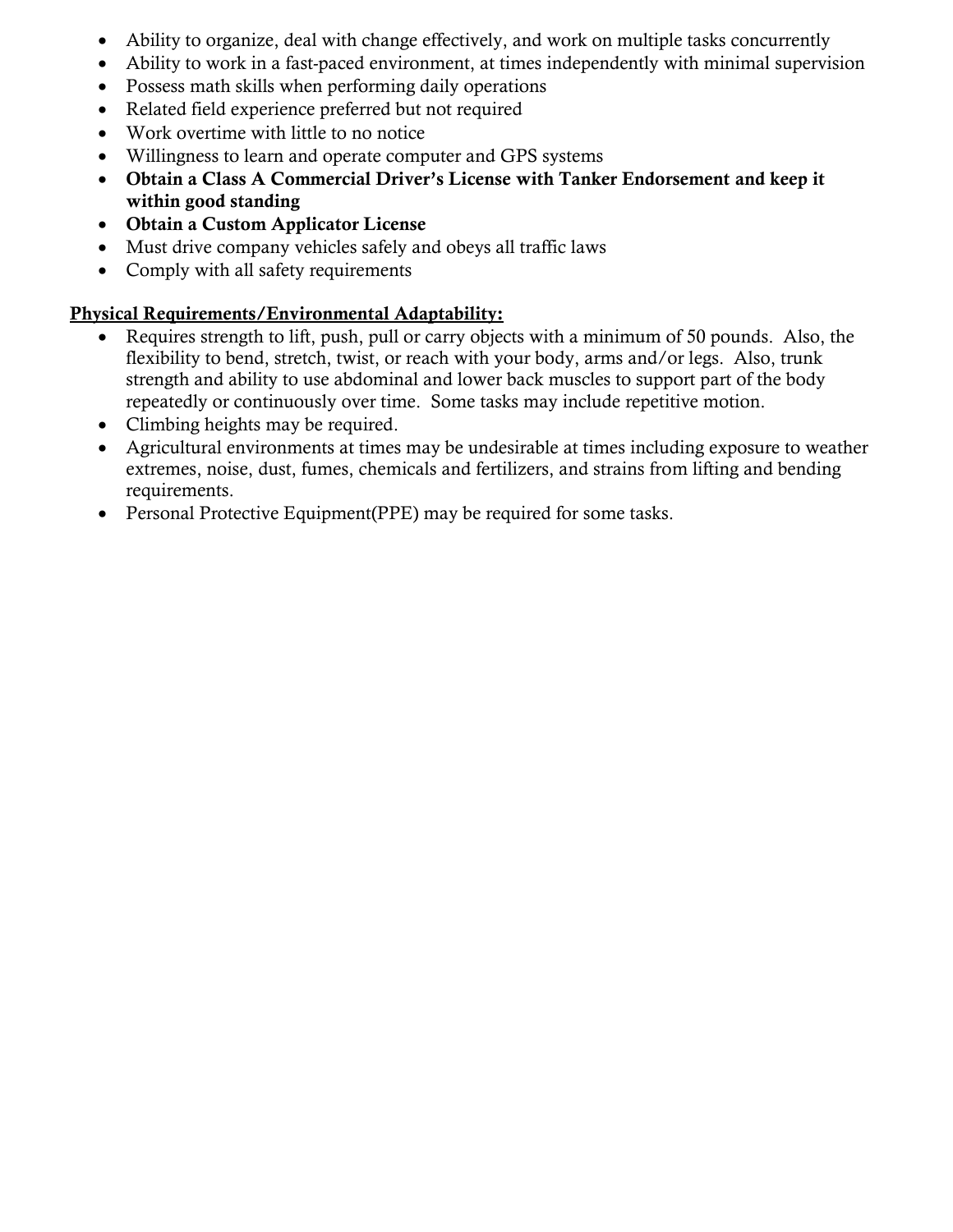- Ability to organize, deal with change effectively, and work on multiple tasks concurrently
- Ability to work in a fast-paced environment, at times independently with minimal supervision
- Possess math skills when performing daily operations
- Related field experience preferred but not required
- Work overtime with little to no notice
- Willingness to learn and operate computer and GPS systems
- **Obtain a Class A Commercial Driver's License with Tanker Endorsement and keep it within good standing**
- **Obtain a Custom Applicator License**
- Must drive company vehicles safely and obeys all traffic laws
- Comply with all safety requirements

**<u>Physical Requirements/Environmental Adaptability:</u>**

- Requires strength to lift, push, pull or carry objects with a minimum of 50 pounds. Also, the flexibility to bend, stretch, twist, or reach with your body, arms and/or legs. Also, trunk strength and ability to use abdominal and lower back muscles to support part of the body repeatedly or continuously over time. Some tasks may include repetitive motion.
- Climbing heights may be required.
- Agricultural environments at times may be undesirable at times including exposure to weather extremes, noise, dust, fumes, chemicals and fertilizers, and strains from lifting and bending requirements.
- Personal Protective Equipment(PPE) may be required for some tasks.